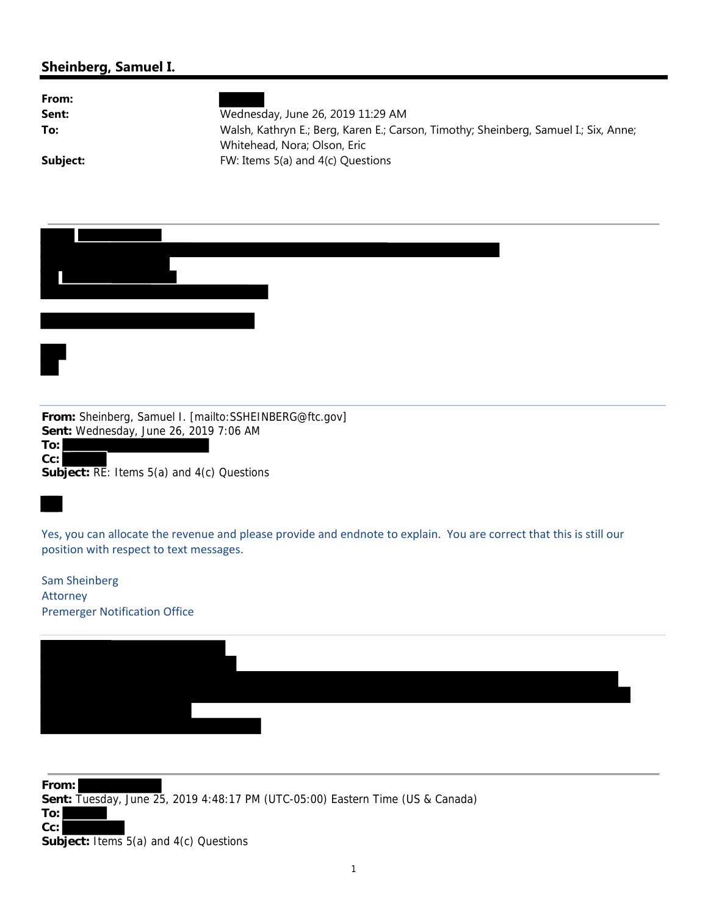## Sheinberg, Samuel I.

**From:**
**Sent:** Wednesday, June 26, 2019 11:29 AM
**To:** Walsh, Kathryn E.; Berg, Karen E.; Carson, Timothy; Sheinberg, Samuel I.; Six, Anne; Whitehead, Nora; Olson, Eric
**Subject:** FW: Items 5(a) and 4(c) Questions

---

**From:** Sheinberg, Samuel I. [mailto:SSHEINBERG@ftc.gov]
**Sent:** Wednesday, June 26, 2019 7:06 AM
**To:**
**Cc:**
**Subject:** RE: Items 5(a) and 4(c) Questions

Yes, you can allocate the revenue and please provide and endnote to explain. You are correct that this is still our position with respect to text messages.

Sam Sheinberg
Attorney
Premerger Notification Office

---

**From:**
**Sent:** Tuesday, June 25, 2019 4:48:17 PM (UTC-05:00) Eastern Time (US & Canada)
**To:**
**Cc:**
**Subject:** Items 5(a) and 4(c) Questions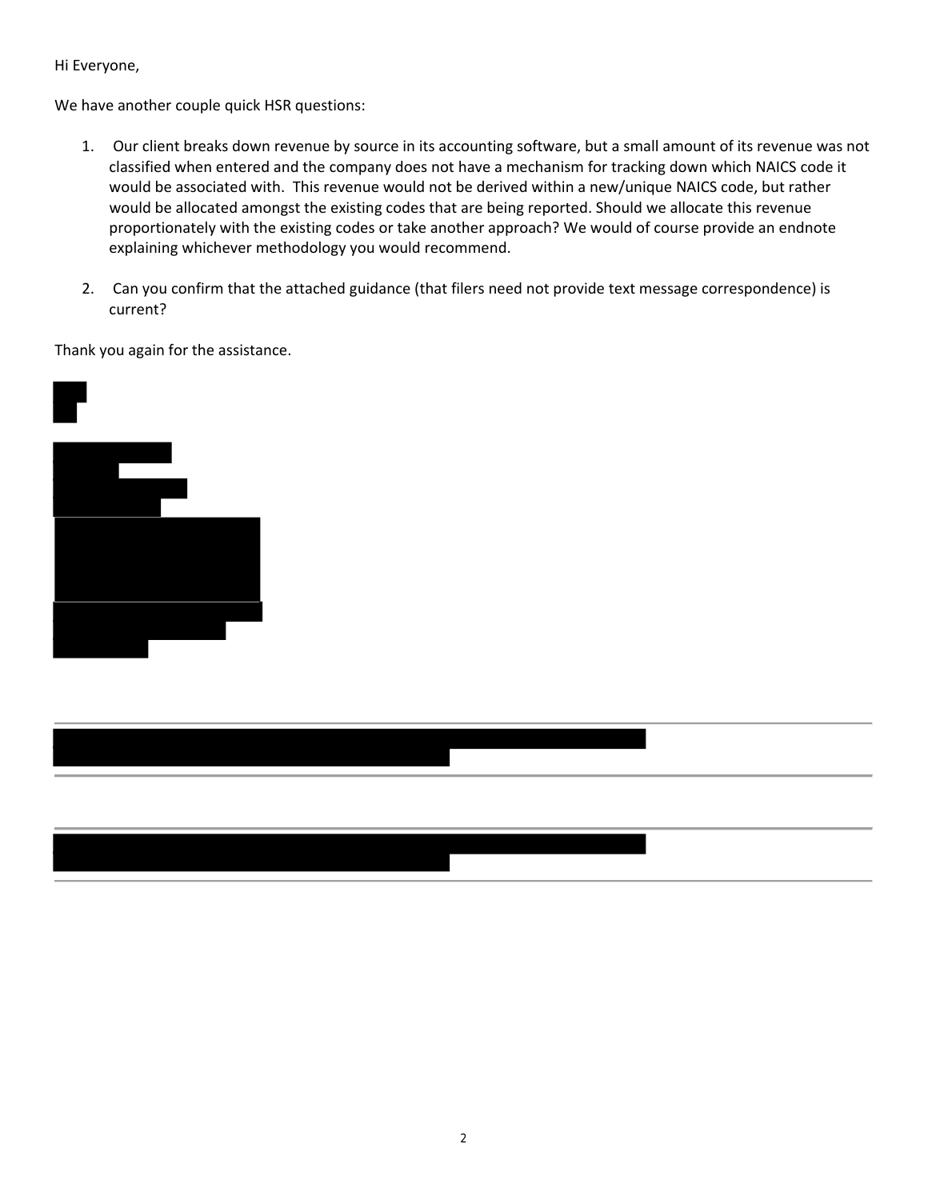Hi Everyone,

We have another couple quick HSR questions:

1. Our client breaks down revenue by source in its accounting software, but a small amount of its revenue was not classified when entered and the company does not have a mechanism for tracking down which NAICS code it would be associated with. This revenue would not be derived within a new/unique NAICS code, but rather would be allocated amongst the existing codes that are being reported. Should we allocate this revenue proportionately with the existing codes or take another approach? We would of course provide an endnote explaining whichever methodology you would recommend.

2. Can you confirm that the attached guidance (that filers need not provide text message correspondence) is current?

Thank you again for the assistance.